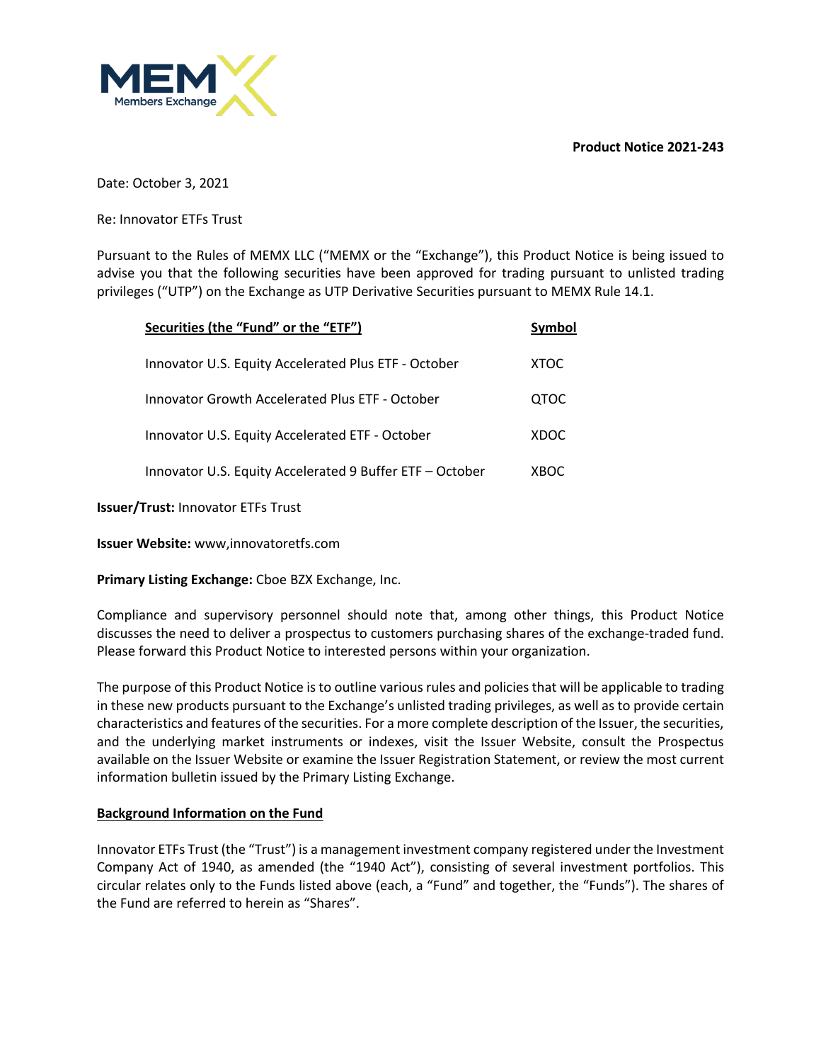**Product Notice 2021-243**

Date: October 3, 2021

Re: Innovator ETFs Trust

Pursuant to the Rules of MEMX LLC ("MEMX or the "Exchange"), this Product Notice is being issued to advise you that the following securities have been approved for trading pursuant to unlisted trading privileges ("UTP") on the Exchange as UTP Derivative Securities pursuant to MEMX Rule 14.1.

| Securities (the "Fund" or the "ETF") | Symbol |
|---|---|
| Innovator U.S. Equity Accelerated Plus ETF - October | XTOC |
| Innovator Growth Accelerated Plus ETF - October | QTOC |
| Innovator U.S. Equity Accelerated ETF - October | XDOC |
| Innovator U.S. Equity Accelerated 9 Buffer ETF – October | XBOC |

**Issuer/Trust:** Innovator ETFs Trust

**Issuer Website:** www,innovatoretfs.com

**Primary Listing Exchange:** Cboe BZX Exchange, Inc.

Compliance and supervisory personnel should note that, among other things, this Product Notice discusses the need to deliver a prospectus to customers purchasing shares of the exchange-traded fund. Please forward this Product Notice to interested persons within your organization.

The purpose of this Product Notice is to outline various rules and policies that will be applicable to trading in these new products pursuant to the Exchange's unlisted trading privileges, as well as to provide certain characteristics and features of the securities. For a more complete description of the Issuer, the securities, and the underlying market instruments or indexes, visit the Issuer Website, consult the Prospectus available on the Issuer Website or examine the Issuer Registration Statement, or review the most current information bulletin issued by the Primary Listing Exchange.

## Background Information on the Fund

Innovator ETFs Trust (the "Trust") is a management investment company registered under the Investment Company Act of 1940, as amended (the "1940 Act"), consisting of several investment portfolios. This circular relates only to the Funds listed above (each, a "Fund" and together, the "Funds"). The shares of the Fund are referred to herein as "Shares".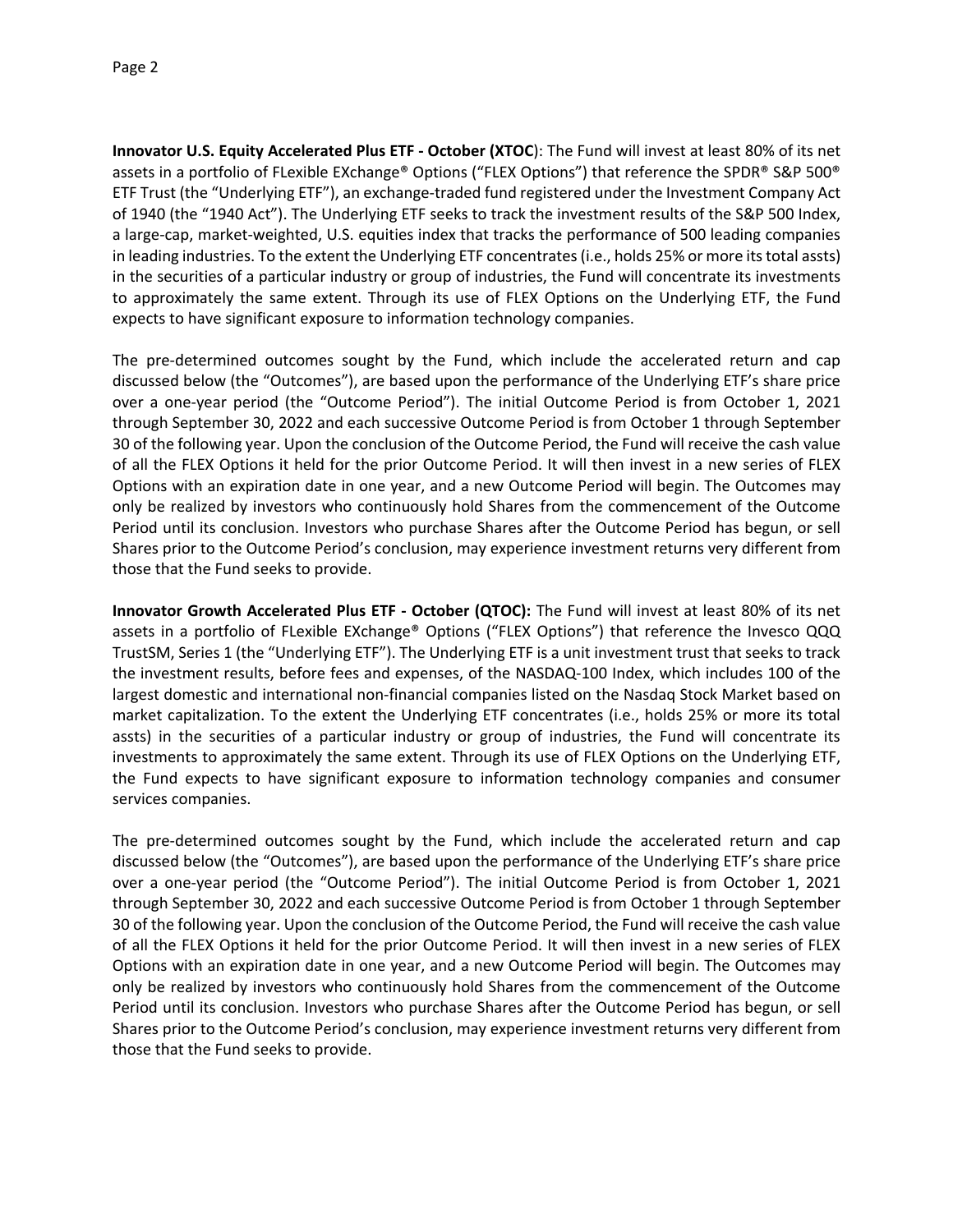**Innovator U.S. Equity Accelerated Plus ETF - October (XTOC**): The Fund will invest at least 80% of its net assets in a portfolio of FLexible EXchange® Options ("FLEX Options") that reference the SPDR® S&P 500® ETF Trust (the "Underlying ETF"), an exchange-traded fund registered under the Investment Company Act of 1940 (the "1940 Act"). The Underlying ETF seeks to track the investment results of the S&P 500 Index, a large-cap, market-weighted, U.S. equities index that tracks the performance of 500 leading companies in leading industries. To the extent the Underlying ETF concentrates (i.e., holds 25% or more its total assts) in the securities of a particular industry or group of industries, the Fund will concentrate its investments to approximately the same extent. Through its use of FLEX Options on the Underlying ETF, the Fund expects to have significant exposure to information technology companies.

The pre-determined outcomes sought by the Fund, which include the accelerated return and cap discussed below (the "Outcomes"), are based upon the performance of the Underlying ETF's share price over a one-year period (the "Outcome Period"). The initial Outcome Period is from October 1, 2021 through September 30, 2022 and each successive Outcome Period is from October 1 through September 30 of the following year. Upon the conclusion of the Outcome Period, the Fund will receive the cash value of all the FLEX Options it held for the prior Outcome Period. It will then invest in a new series of FLEX Options with an expiration date in one year, and a new Outcome Period will begin. The Outcomes may only be realized by investors who continuously hold Shares from the commencement of the Outcome Period until its conclusion. Investors who purchase Shares after the Outcome Period has begun, or sell Shares prior to the Outcome Period's conclusion, may experience investment returns very different from those that the Fund seeks to provide.

**Innovator Growth Accelerated Plus ETF - October (QTOC):** The Fund will invest at least 80% of its net assets in a portfolio of FLexible EXchange® Options ("FLEX Options") that reference the Invesco QQQ TrustSM, Series 1 (the "Underlying ETF"). The Underlying ETF is a unit investment trust that seeks to track the investment results, before fees and expenses, of the NASDAQ-100 Index, which includes 100 of the largest domestic and international non-financial companies listed on the Nasdaq Stock Market based on market capitalization. To the extent the Underlying ETF concentrates (i.e., holds 25% or more its total assts) in the securities of a particular industry or group of industries, the Fund will concentrate its investments to approximately the same extent. Through its use of FLEX Options on the Underlying ETF, the Fund expects to have significant exposure to information technology companies and consumer services companies.

The pre-determined outcomes sought by the Fund, which include the accelerated return and cap discussed below (the "Outcomes"), are based upon the performance of the Underlying ETF's share price over a one-year period (the "Outcome Period"). The initial Outcome Period is from October 1, 2021 through September 30, 2022 and each successive Outcome Period is from October 1 through September 30 of the following year. Upon the conclusion of the Outcome Period, the Fund will receive the cash value of all the FLEX Options it held for the prior Outcome Period. It will then invest in a new series of FLEX Options with an expiration date in one year, and a new Outcome Period will begin. The Outcomes may only be realized by investors who continuously hold Shares from the commencement of the Outcome Period until its conclusion. Investors who purchase Shares after the Outcome Period has begun, or sell Shares prior to the Outcome Period's conclusion, may experience investment returns very different from those that the Fund seeks to provide.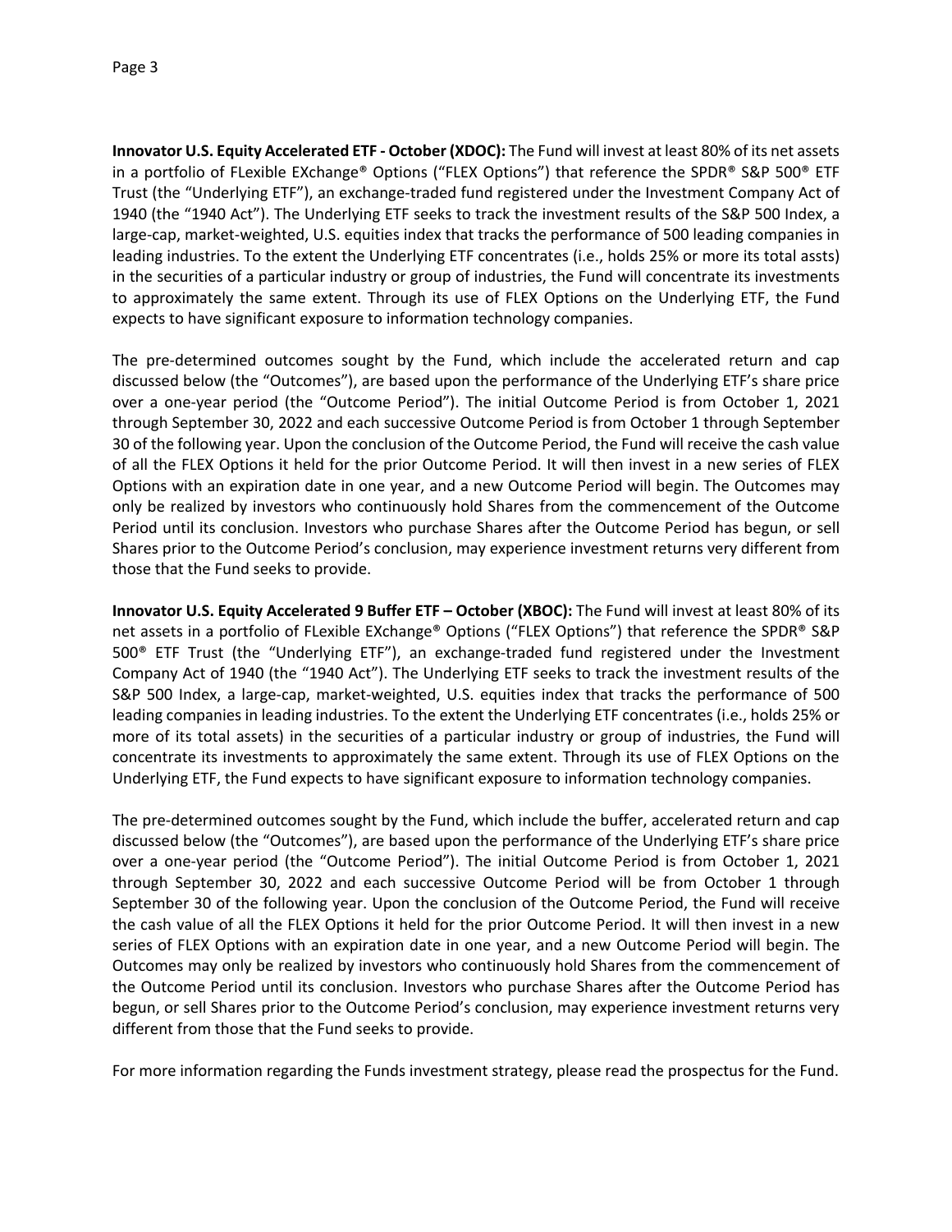**Innovator U.S. Equity Accelerated ETF - October (XDOC):** The Fund will invest at least 80% of its net assets in a portfolio of FLexible EXchange® Options ("FLEX Options") that reference the SPDR® S&P 500® ETF Trust (the "Underlying ETF"), an exchange-traded fund registered under the Investment Company Act of 1940 (the "1940 Act"). The Underlying ETF seeks to track the investment results of the S&P 500 Index, a large-cap, market-weighted, U.S. equities index that tracks the performance of 500 leading companies in leading industries. To the extent the Underlying ETF concentrates (i.e., holds 25% or more its total assts) in the securities of a particular industry or group of industries, the Fund will concentrate its investments to approximately the same extent. Through its use of FLEX Options on the Underlying ETF, the Fund expects to have significant exposure to information technology companies.

The pre-determined outcomes sought by the Fund, which include the accelerated return and cap discussed below (the "Outcomes"), are based upon the performance of the Underlying ETF's share price over a one-year period (the "Outcome Period"). The initial Outcome Period is from October 1, 2021 through September 30, 2022 and each successive Outcome Period is from October 1 through September 30 of the following year. Upon the conclusion of the Outcome Period, the Fund will receive the cash value of all the FLEX Options it held for the prior Outcome Period. It will then invest in a new series of FLEX Options with an expiration date in one year, and a new Outcome Period will begin. The Outcomes may only be realized by investors who continuously hold Shares from the commencement of the Outcome Period until its conclusion. Investors who purchase Shares after the Outcome Period has begun, or sell Shares prior to the Outcome Period's conclusion, may experience investment returns very different from those that the Fund seeks to provide.

**Innovator U.S. Equity Accelerated 9 Buffer ETF – October (XBOC):** The Fund will invest at least 80% of its net assets in a portfolio of FLexible EXchange® Options ("FLEX Options") that reference the SPDR® S&P 500® ETF Trust (the "Underlying ETF"), an exchange-traded fund registered under the Investment Company Act of 1940 (the "1940 Act"). The Underlying ETF seeks to track the investment results of the S&P 500 Index, a large-cap, market-weighted, U.S. equities index that tracks the performance of 500 leading companies in leading industries. To the extent the Underlying ETF concentrates (i.e., holds 25% or more of its total assets) in the securities of a particular industry or group of industries, the Fund will concentrate its investments to approximately the same extent. Through its use of FLEX Options on the Underlying ETF, the Fund expects to have significant exposure to information technology companies.

The pre-determined outcomes sought by the Fund, which include the buffer, accelerated return and cap discussed below (the "Outcomes"), are based upon the performance of the Underlying ETF's share price over a one-year period (the "Outcome Period"). The initial Outcome Period is from October 1, 2021 through September 30, 2022 and each successive Outcome Period will be from October 1 through September 30 of the following year. Upon the conclusion of the Outcome Period, the Fund will receive the cash value of all the FLEX Options it held for the prior Outcome Period. It will then invest in a new series of FLEX Options with an expiration date in one year, and a new Outcome Period will begin. The Outcomes may only be realized by investors who continuously hold Shares from the commencement of the Outcome Period until its conclusion. Investors who purchase Shares after the Outcome Period has begun, or sell Shares prior to the Outcome Period's conclusion, may experience investment returns very different from those that the Fund seeks to provide.

For more information regarding the Funds investment strategy, please read the prospectus for the Fund.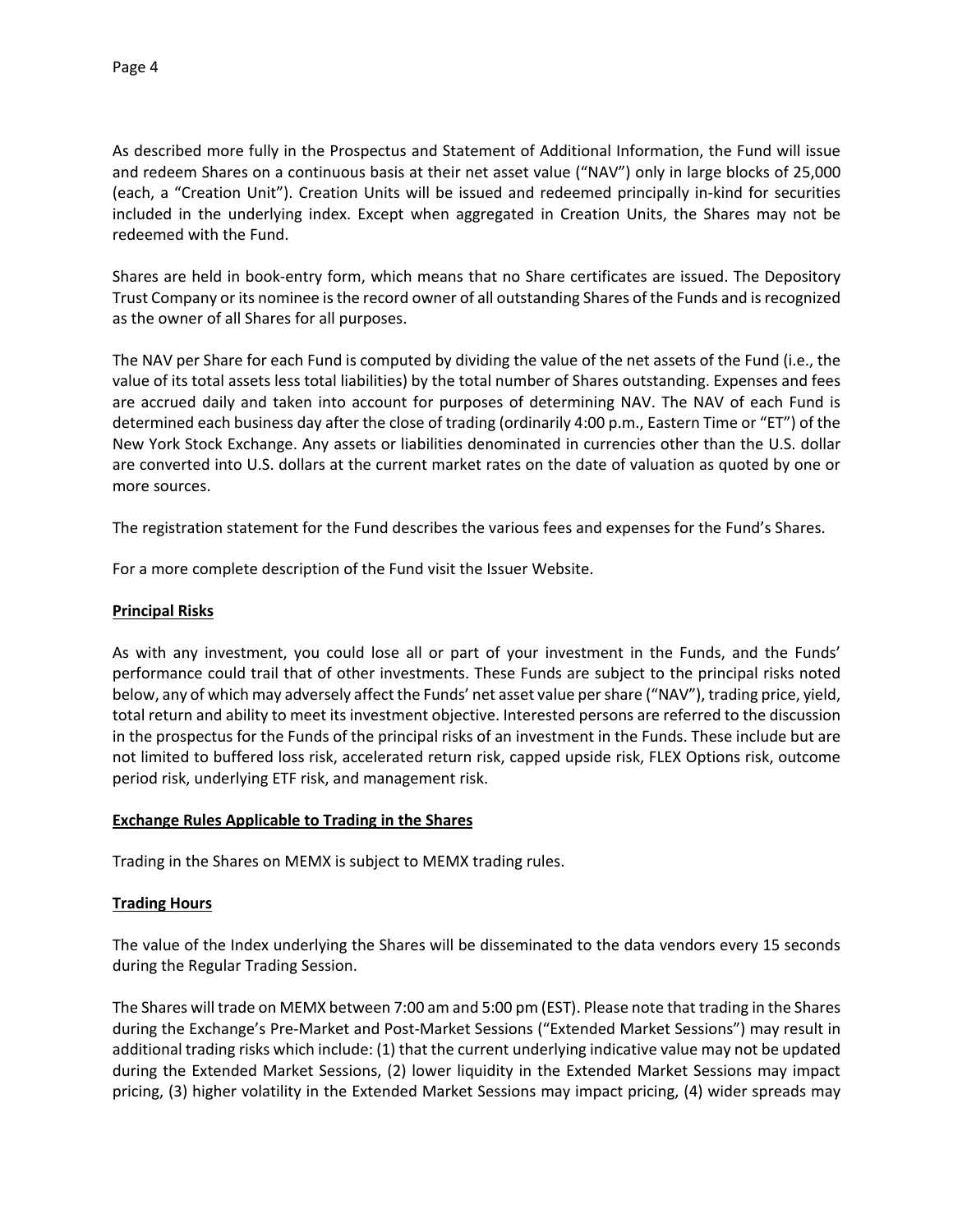As described more fully in the Prospectus and Statement of Additional Information, the Fund will issue and redeem Shares on a continuous basis at their net asset value ("NAV") only in large blocks of 25,000 (each, a "Creation Unit"). Creation Units will be issued and redeemed principally in-kind for securities included in the underlying index. Except when aggregated in Creation Units, the Shares may not be redeemed with the Fund.

Shares are held in book-entry form, which means that no Share certificates are issued. The Depository Trust Company or its nominee is the record owner of all outstanding Shares of the Funds and is recognized as the owner of all Shares for all purposes.

The NAV per Share for each Fund is computed by dividing the value of the net assets of the Fund (i.e., the value of its total assets less total liabilities) by the total number of Shares outstanding. Expenses and fees are accrued daily and taken into account for purposes of determining NAV. The NAV of each Fund is determined each business day after the close of trading (ordinarily 4:00 p.m., Eastern Time or "ET") of the New York Stock Exchange. Any assets or liabilities denominated in currencies other than the U.S. dollar are converted into U.S. dollars at the current market rates on the date of valuation as quoted by one or more sources.

The registration statement for the Fund describes the various fees and expenses for the Fund's Shares.

For a more complete description of the Fund visit the Issuer Website.

**Principal Risks**

As with any investment, you could lose all or part of your investment in the Funds, and the Funds' performance could trail that of other investments. These Funds are subject to the principal risks noted below, any of which may adversely affect the Funds' net asset value per share ("NAV"), trading price, yield, total return and ability to meet its investment objective. Interested persons are referred to the discussion in the prospectus for the Funds of the principal risks of an investment in the Funds. These include but are not limited to buffered loss risk, accelerated return risk, capped upside risk, FLEX Options risk, outcome period risk, underlying ETF risk, and management risk.

**Exchange Rules Applicable to Trading in the Shares**

Trading in the Shares on MEMX is subject to MEMX trading rules.

**Trading Hours**

The value of the Index underlying the Shares will be disseminated to the data vendors every 15 seconds during the Regular Trading Session.

The Shares will trade on MEMX between 7:00 am and 5:00 pm (EST). Please note that trading in the Shares during the Exchange's Pre-Market and Post-Market Sessions ("Extended Market Sessions") may result in additional trading risks which include: (1) that the current underlying indicative value may not be updated during the Extended Market Sessions, (2) lower liquidity in the Extended Market Sessions may impact pricing, (3) higher volatility in the Extended Market Sessions may impact pricing, (4) wider spreads may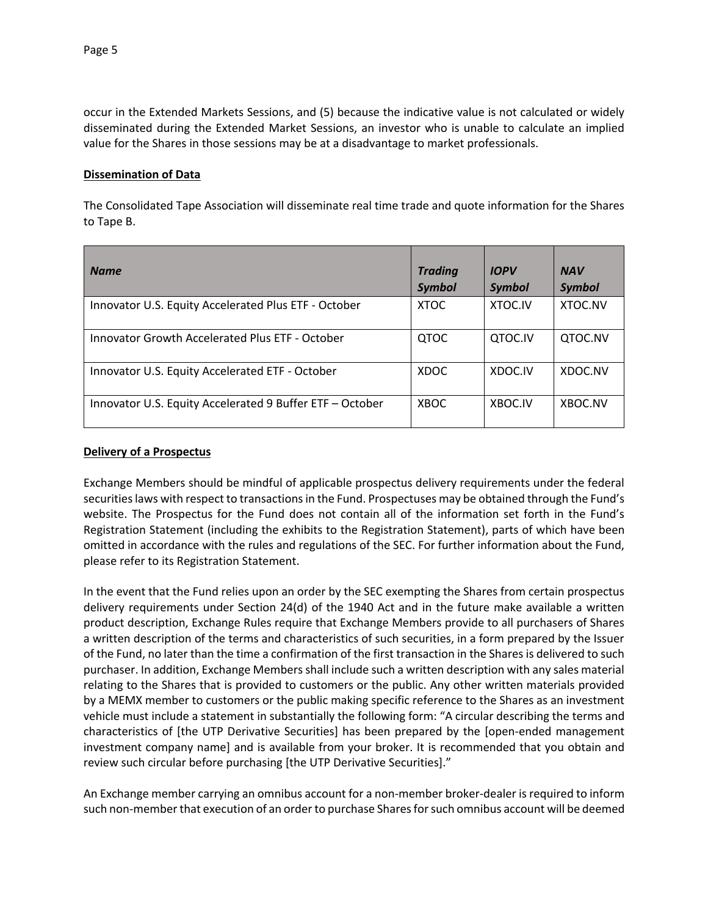occur in the Extended Markets Sessions, and (5) because the indicative value is not calculated or widely disseminated during the Extended Market Sessions, an investor who is unable to calculate an implied value for the Shares in those sessions may be at a disadvantage to market professionals.

**Dissemination of Data**

The Consolidated Tape Association will disseminate real time trade and quote information for the Shares to Tape B.

| *Name* | *Trading Symbol* | *IOPV Symbol* | *NAV Symbol* |
|---|---|---|---|
| Innovator U.S. Equity Accelerated Plus ETF - October | XTOC | XTOC.IV | XTOC.NV |
| Innovator Growth Accelerated Plus ETF - October | QTOC | QTOC.IV | QTOC.NV |
| Innovator U.S. Equity Accelerated ETF - October | XDOC | XDOC.IV | XDOC.NV |
| Innovator U.S. Equity Accelerated 9 Buffer ETF – October | XBOC | XBOC.IV | XBOC.NV |

**Delivery of a Prospectus**

Exchange Members should be mindful of applicable prospectus delivery requirements under the federal securities laws with respect to transactions in the Fund. Prospectuses may be obtained through the Fund's website. The Prospectus for the Fund does not contain all of the information set forth in the Fund's Registration Statement (including the exhibits to the Registration Statement), parts of which have been omitted in accordance with the rules and regulations of the SEC. For further information about the Fund, please refer to its Registration Statement.

In the event that the Fund relies upon an order by the SEC exempting the Shares from certain prospectus delivery requirements under Section 24(d) of the 1940 Act and in the future make available a written product description, Exchange Rules require that Exchange Members provide to all purchasers of Shares a written description of the terms and characteristics of such securities, in a form prepared by the Issuer of the Fund, no later than the time a confirmation of the first transaction in the Shares is delivered to such purchaser. In addition, Exchange Members shall include such a written description with any sales material relating to the Shares that is provided to customers or the public. Any other written materials provided by a MEMX member to customers or the public making specific reference to the Shares as an investment vehicle must include a statement in substantially the following form: "A circular describing the terms and characteristics of [the UTP Derivative Securities] has been prepared by the [open-ended management investment company name] and is available from your broker. It is recommended that you obtain and review such circular before purchasing [the UTP Derivative Securities]."

An Exchange member carrying an omnibus account for a non-member broker-dealer is required to inform such non-member that execution of an order to purchase Shares for such omnibus account will be deemed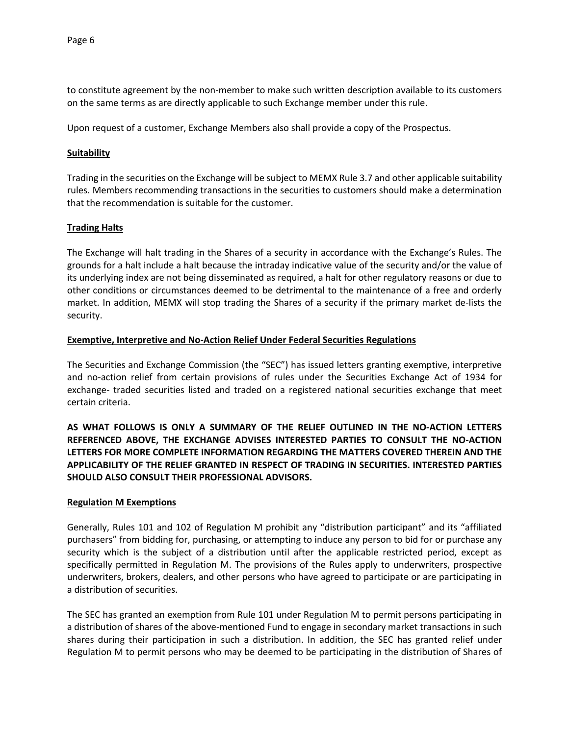to constitute agreement by the non-member to make such written description available to its customers on the same terms as are directly applicable to such Exchange member under this rule.

Upon request of a customer, Exchange Members also shall provide a copy of the Prospectus.

**Suitability**

Trading in the securities on the Exchange will be subject to MEMX Rule 3.7 and other applicable suitability rules. Members recommending transactions in the securities to customers should make a determination that the recommendation is suitable for the customer.

**Trading Halts**

The Exchange will halt trading in the Shares of a security in accordance with the Exchange's Rules. The grounds for a halt include a halt because the intraday indicative value of the security and/or the value of its underlying index are not being disseminated as required, a halt for other regulatory reasons or due to other conditions or circumstances deemed to be detrimental to the maintenance of a free and orderly market. In addition, MEMX will stop trading the Shares of a security if the primary market de-lists the security.

**Exemptive, Interpretive and No-Action Relief Under Federal Securities Regulations**

The Securities and Exchange Commission (the "SEC") has issued letters granting exemptive, interpretive and no-action relief from certain provisions of rules under the Securities Exchange Act of 1934 for exchange- traded securities listed and traded on a registered national securities exchange that meet certain criteria.

**AS WHAT FOLLOWS IS ONLY A SUMMARY OF THE RELIEF OUTLINED IN THE NO-ACTION LETTERS REFERENCED ABOVE, THE EXCHANGE ADVISES INTERESTED PARTIES TO CONSULT THE NO-ACTION LETTERS FOR MORE COMPLETE INFORMATION REGARDING THE MATTERS COVERED THEREIN AND THE APPLICABILITY OF THE RELIEF GRANTED IN RESPECT OF TRADING IN SECURITIES. INTERESTED PARTIES SHOULD ALSO CONSULT THEIR PROFESSIONAL ADVISORS.**

**Regulation M Exemptions**

Generally, Rules 101 and 102 of Regulation M prohibit any "distribution participant" and its "affiliated purchasers" from bidding for, purchasing, or attempting to induce any person to bid for or purchase any security which is the subject of a distribution until after the applicable restricted period, except as specifically permitted in Regulation M. The provisions of the Rules apply to underwriters, prospective underwriters, brokers, dealers, and other persons who have agreed to participate or are participating in a distribution of securities.

The SEC has granted an exemption from Rule 101 under Regulation M to permit persons participating in a distribution of shares of the above-mentioned Fund to engage in secondary market transactions in such shares during their participation in such a distribution. In addition, the SEC has granted relief under Regulation M to permit persons who may be deemed to be participating in the distribution of Shares of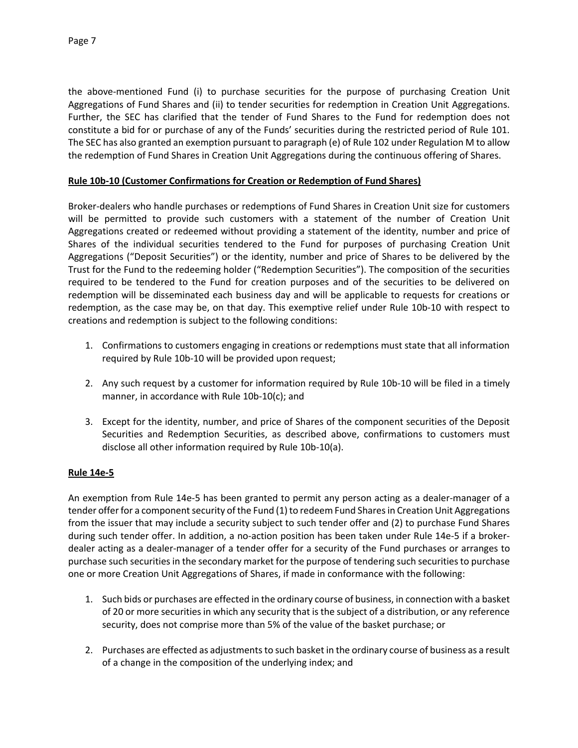the above-mentioned Fund (i) to purchase securities for the purpose of purchasing Creation Unit Aggregations of Fund Shares and (ii) to tender securities for redemption in Creation Unit Aggregations. Further, the SEC has clarified that the tender of Fund Shares to the Fund for redemption does not constitute a bid for or purchase of any of the Funds' securities during the restricted period of Rule 101. The SEC has also granted an exemption pursuant to paragraph (e) of Rule 102 under Regulation M to allow the redemption of Fund Shares in Creation Unit Aggregations during the continuous offering of Shares.

**Rule 10b-10 (Customer Confirmations for Creation or Redemption of Fund Shares)**

Broker-dealers who handle purchases or redemptions of Fund Shares in Creation Unit size for customers will be permitted to provide such customers with a statement of the number of Creation Unit Aggregations created or redeemed without providing a statement of the identity, number and price of Shares of the individual securities tendered to the Fund for purposes of purchasing Creation Unit Aggregations ("Deposit Securities") or the identity, number and price of Shares to be delivered by the Trust for the Fund to the redeeming holder ("Redemption Securities"). The composition of the securities required to be tendered to the Fund for creation purposes and of the securities to be delivered on redemption will be disseminated each business day and will be applicable to requests for creations or redemption, as the case may be, on that day. This exemptive relief under Rule 10b-10 with respect to creations and redemption is subject to the following conditions:

1. Confirmations to customers engaging in creations or redemptions must state that all information required by Rule 10b-10 will be provided upon request;
2. Any such request by a customer for information required by Rule 10b-10 will be filed in a timely manner, in accordance with Rule 10b-10(c); and
3. Except for the identity, number, and price of Shares of the component securities of the Deposit Securities and Redemption Securities, as described above, confirmations to customers must disclose all other information required by Rule 10b-10(a).

**Rule 14e-5**

An exemption from Rule 14e-5 has been granted to permit any person acting as a dealer-manager of a tender offer for a component security of the Fund (1) to redeem Fund Shares in Creation Unit Aggregations from the issuer that may include a security subject to such tender offer and (2) to purchase Fund Shares during such tender offer. In addition, a no-action position has been taken under Rule 14e-5 if a broker-dealer acting as a dealer-manager of a tender offer for a security of the Fund purchases or arranges to purchase such securities in the secondary market for the purpose of tendering such securities to purchase one or more Creation Unit Aggregations of Shares, if made in conformance with the following:

1. Such bids or purchases are effected in the ordinary course of business, in connection with a basket of 20 or more securities in which any security that is the subject of a distribution, or any reference security, does not comprise more than 5% of the value of the basket purchase; or
2. Purchases are effected as adjustments to such basket in the ordinary course of business as a result of a change in the composition of the underlying index; and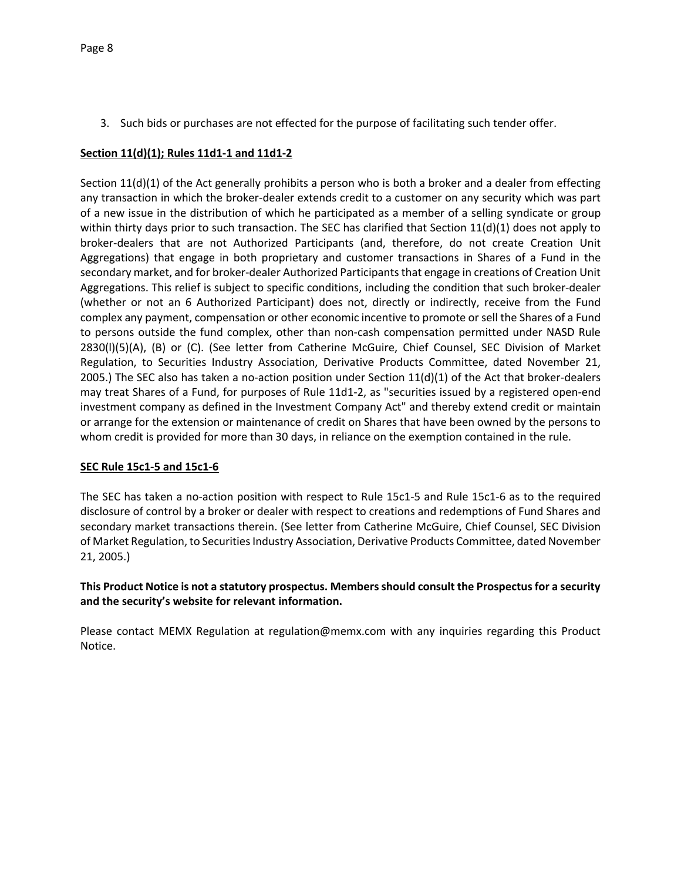3. Such bids or purchases are not effected for the purpose of facilitating such tender offer.

**Section 11(d)(1); Rules 11d1-1 and 11d1-2**

Section 11(d)(1) of the Act generally prohibits a person who is both a broker and a dealer from effecting any transaction in which the broker-dealer extends credit to a customer on any security which was part of a new issue in the distribution of which he participated as a member of a selling syndicate or group within thirty days prior to such transaction. The SEC has clarified that Section 11(d)(1) does not apply to broker-dealers that are not Authorized Participants (and, therefore, do not create Creation Unit Aggregations) that engage in both proprietary and customer transactions in Shares of a Fund in the secondary market, and for broker-dealer Authorized Participants that engage in creations of Creation Unit Aggregations. This relief is subject to specific conditions, including the condition that such broker-dealer (whether or not an 6 Authorized Participant) does not, directly or indirectly, receive from the Fund complex any payment, compensation or other economic incentive to promote or sell the Shares of a Fund to persons outside the fund complex, other than non-cash compensation permitted under NASD Rule 2830(l)(5)(A), (B) or (C). (See letter from Catherine McGuire, Chief Counsel, SEC Division of Market Regulation, to Securities Industry Association, Derivative Products Committee, dated November 21, 2005.) The SEC also has taken a no-action position under Section 11(d)(1) of the Act that broker-dealers may treat Shares of a Fund, for purposes of Rule 11d1-2, as "securities issued by a registered open-end investment company as defined in the Investment Company Act" and thereby extend credit or maintain or arrange for the extension or maintenance of credit on Shares that have been owned by the persons to whom credit is provided for more than 30 days, in reliance on the exemption contained in the rule.

**SEC Rule 15c1-5 and 15c1-6**

The SEC has taken a no-action position with respect to Rule 15c1-5 and Rule 15c1-6 as to the required disclosure of control by a broker or dealer with respect to creations and redemptions of Fund Shares and secondary market transactions therein. (See letter from Catherine McGuire, Chief Counsel, SEC Division of Market Regulation, to Securities Industry Association, Derivative Products Committee, dated November 21, 2005.)

**This Product Notice is not a statutory prospectus. Members should consult the Prospectus for a security and the security's website for relevant information.**

Please contact MEMX Regulation at regulation@memx.com with any inquiries regarding this Product Notice.